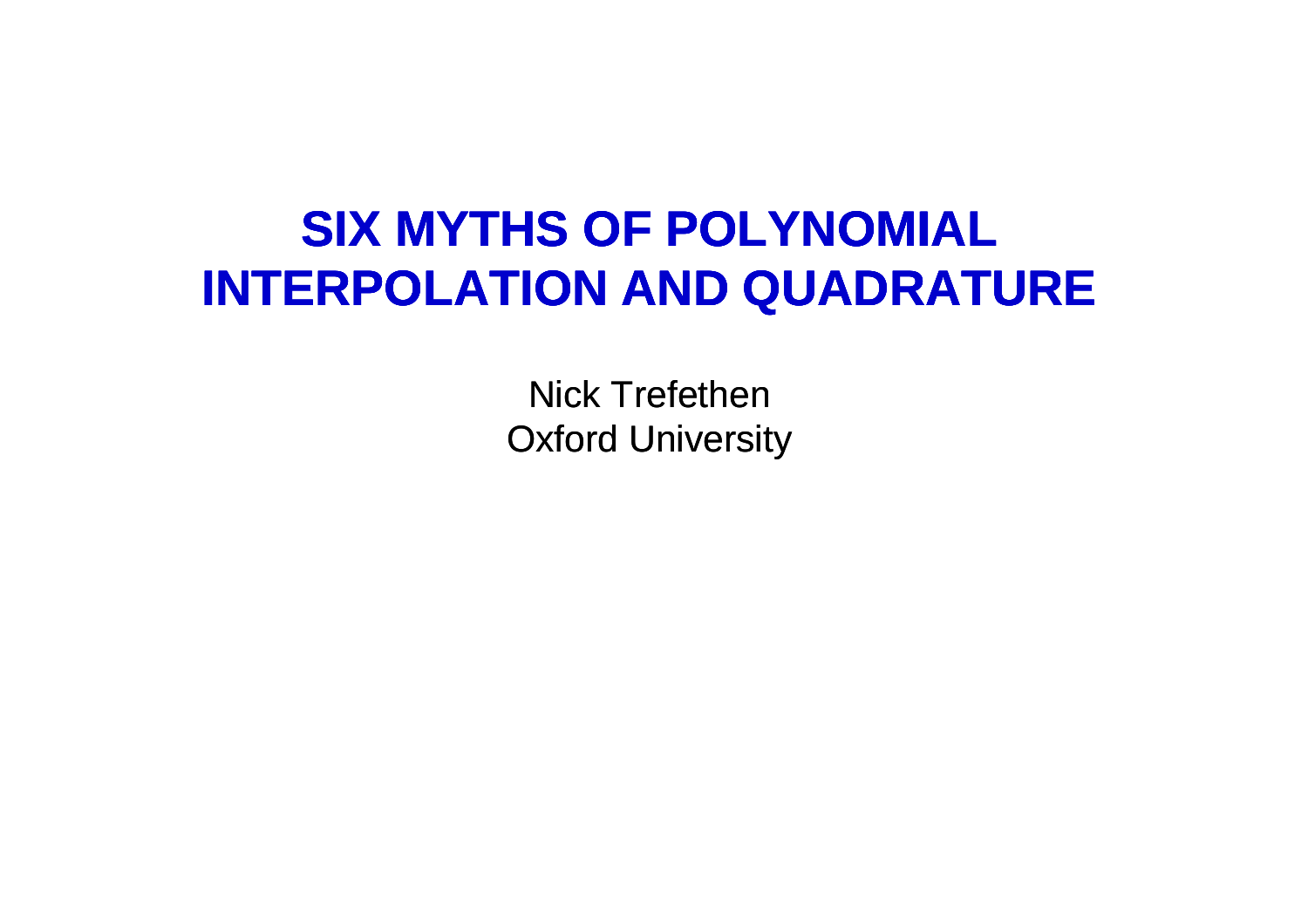# SIX MYTHS OF POLYNOMIAL INTERPOLATION AND QUADRATURE

Nick Trefethen
Oxford University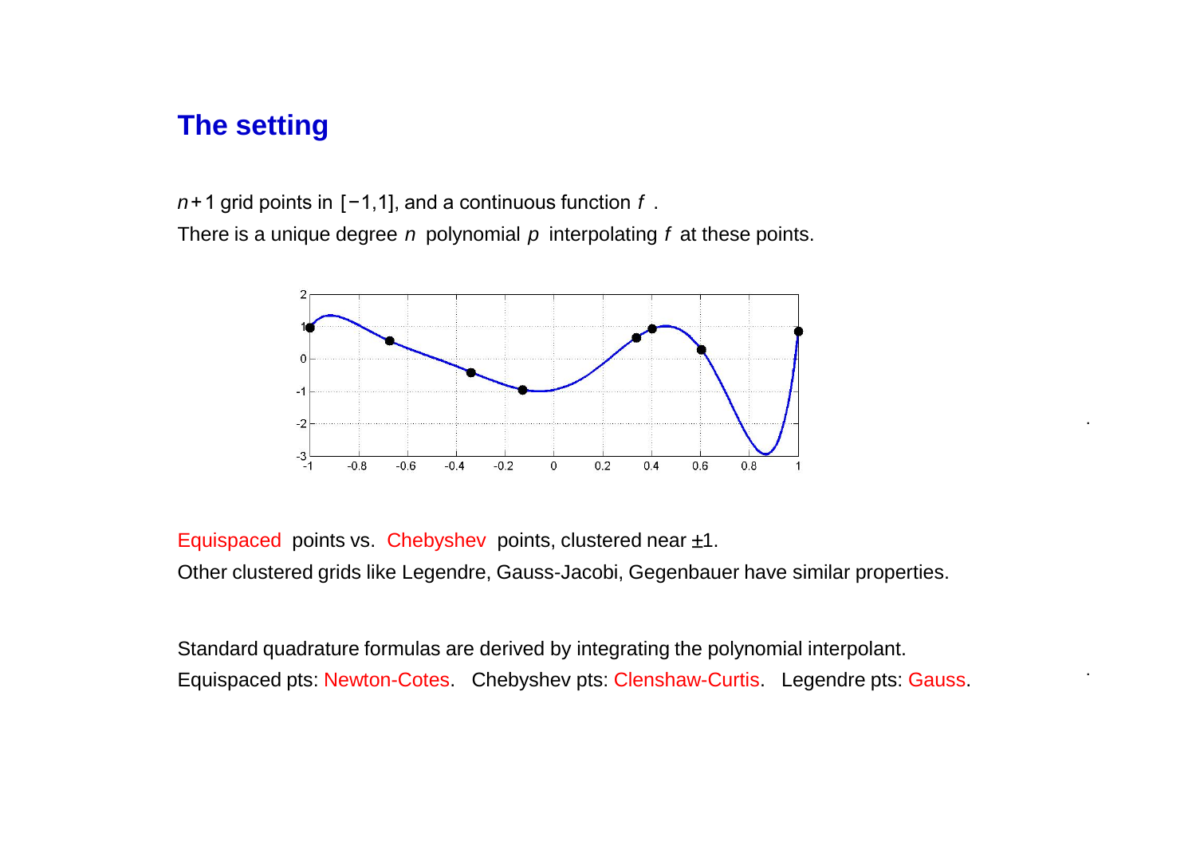## The setting

$n+1$ grid points in $[-1,1]$, and a continuous function $f$.
There is a unique degree $n$ polynomial $p$ interpolating $f$ at these points.

Equispaced points vs. Chebyshev points, clustered near $\pm 1$.
Other clustered grids like Legendre, Gauss-Jacobi, Gegenbauer have similar properties.

Standard quadrature formulas are derived by integrating the polynomial interpolant.
Equispaced pts: Newton-Cotes. Chebyshev pts: Clenshaw-Curtis. Legendre pts: Gauss.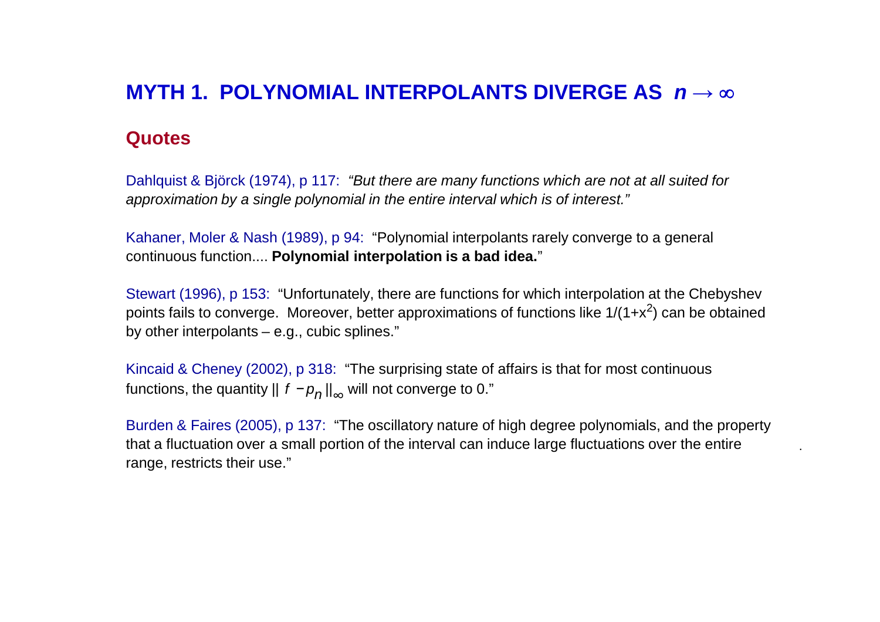# MYTH 1. POLYNOMIAL INTERPOLANTS DIVERGE AS $n \rightarrow \infty$

## Quotes

Dahlquist & Björck (1974), p 117: *"But there are many functions which are not at all suited for approximation by a single polynomial in the entire interval which is of interest."*

Kahaner, Moler & Nash (1989), p 94: "Polynomial interpolants rarely converge to a general continuous function.... **Polynomial interpolation is a bad idea.**"

Stewart (1996), p 153: "Unfortunately, there are functions for which interpolation at the Chebyshev points fails to converge. Moreover, better approximations of functions like $1/(1+x^2)$ can be obtained by other interpolants – e.g., cubic splines."

Kincaid & Cheney (2002), p 318: "The surprising state of affairs is that for most continuous functions, the quantity $\| f - p_n \|_\infty$ will not converge to 0."

Burden & Faires (2005), p 137: "The oscillatory nature of high degree polynomials, and the property that a fluctuation over a small portion of the interval can induce large fluctuations over the entire range, restricts their use."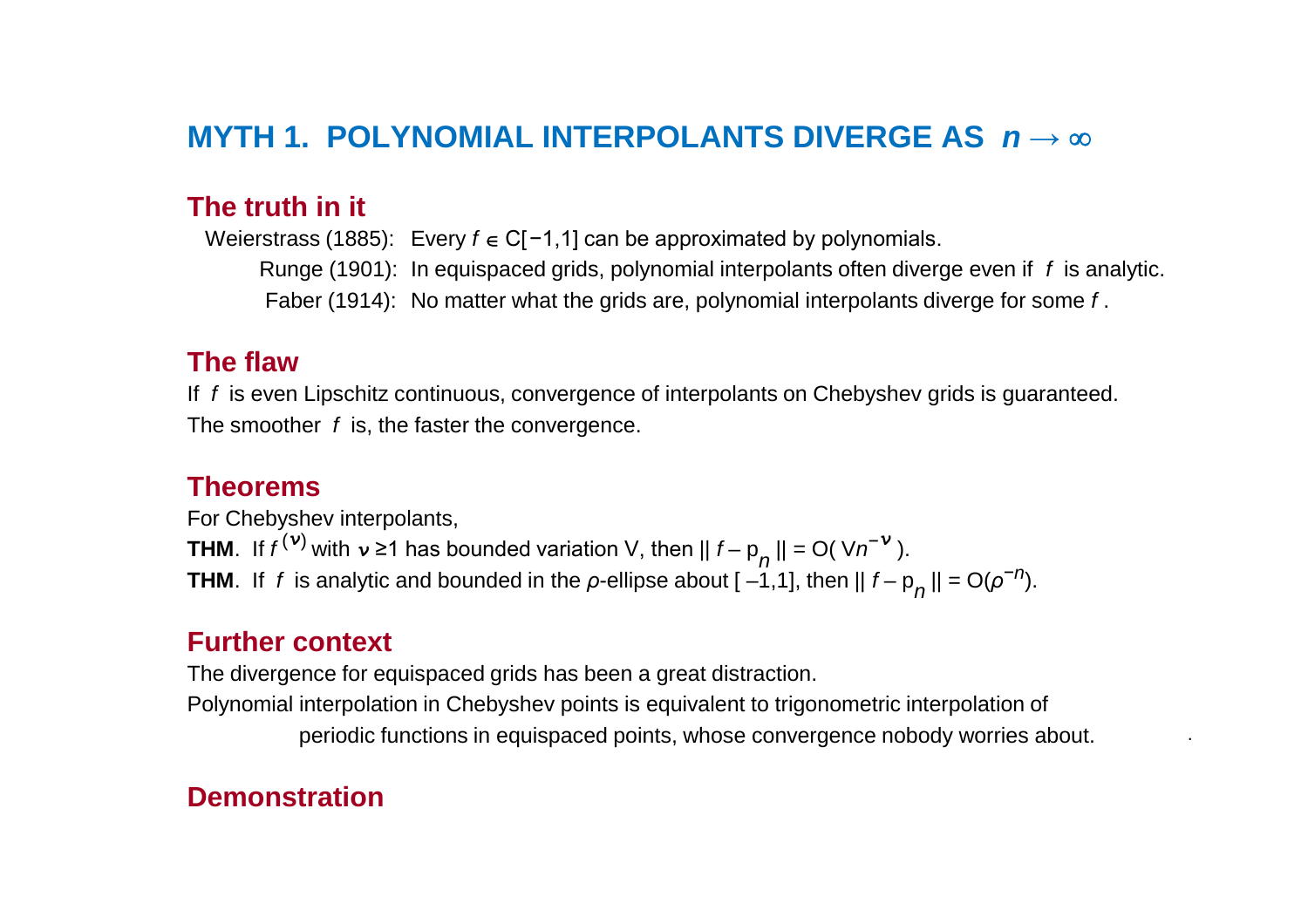# MYTH 1. POLYNOMIAL INTERPOLANTS DIVERGE AS $n \to \infty$

## The truth in it

Weierstrass (1885): Every $f \in C[-1,1]$ can be approximated by polynomials.

Runge (1901): In equispaced grids, polynomial interpolants often diverge even if $f$ is analytic.

Faber (1914): No matter what the grids are, polynomial interpolants diverge for some $f$.

## The flaw

If $f$ is even Lipschitz continuous, convergence of interpolants on Chebyshev grids is guaranteed.

The smoother $f$ is, the faster the convergence.

## Theorems

For Chebyshev interpolants,

**THM**. If $f^{(\nu)}$ with $\nu \geq 1$ has bounded variation V, then $\| f - p_n \| = O(Vn^{-\nu})$.

**THM**. If $f$ is analytic and bounded in the $\rho$-ellipse about $[-1,1]$, then $\| f - p_n \| = O(\rho^{-n})$.

## Further context

The divergence for equispaced grids has been a great distraction.

Polynomial interpolation in Chebyshev points is equivalent to trigonometric interpolation of periodic functions in equispaced points, whose convergence nobody worries about.

## Demonstration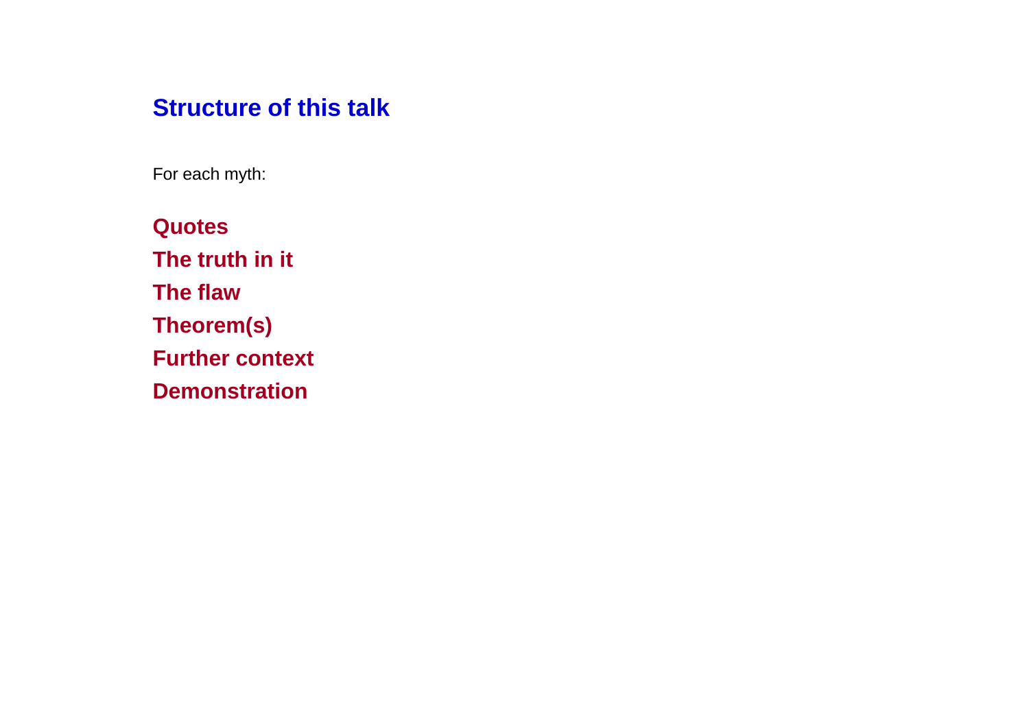## Structure of this talk

For each myth:

**Quotes**
**The truth in it**
**The flaw**
**Theorem(s)**
**Further context**
**Demonstration**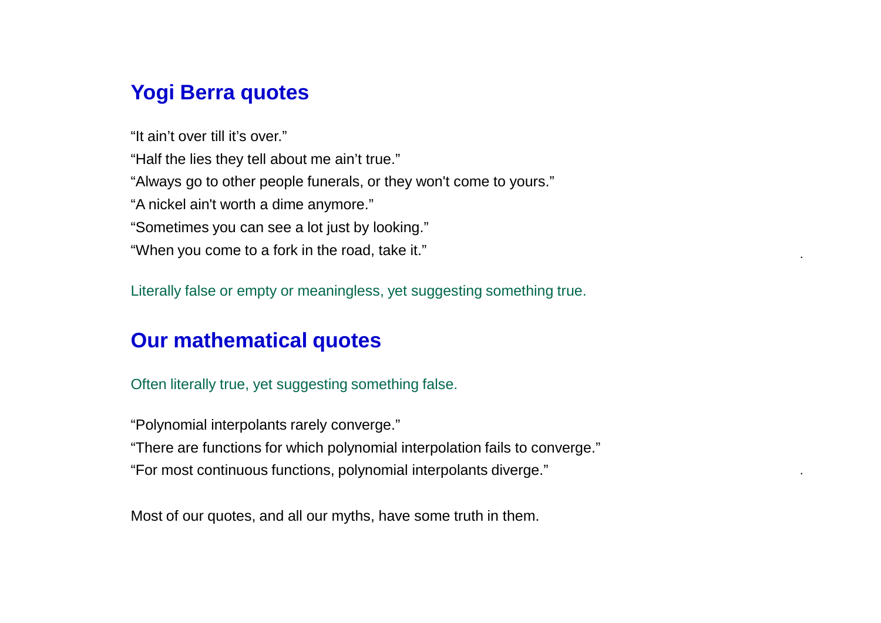## Yogi Berra quotes

“It ain’t over till it’s over.”
“Half the lies they tell about me ain’t true.”
“Always go to other people funerals, or they won't come to yours.”
“A nickel ain't worth a dime anymore.”
“Sometimes you can see a lot just by looking.”
“When you come to a fork in the road, take it.”

Literally false or empty or meaningless, yet suggesting something true.

## Our mathematical quotes

Often literally true, yet suggesting something false.

“Polynomial interpolants rarely converge.”
“There are functions for which polynomial interpolation fails to converge.”
“For most continuous functions, polynomial interpolants diverge.”

Most of our quotes, and all our myths, have some truth in them.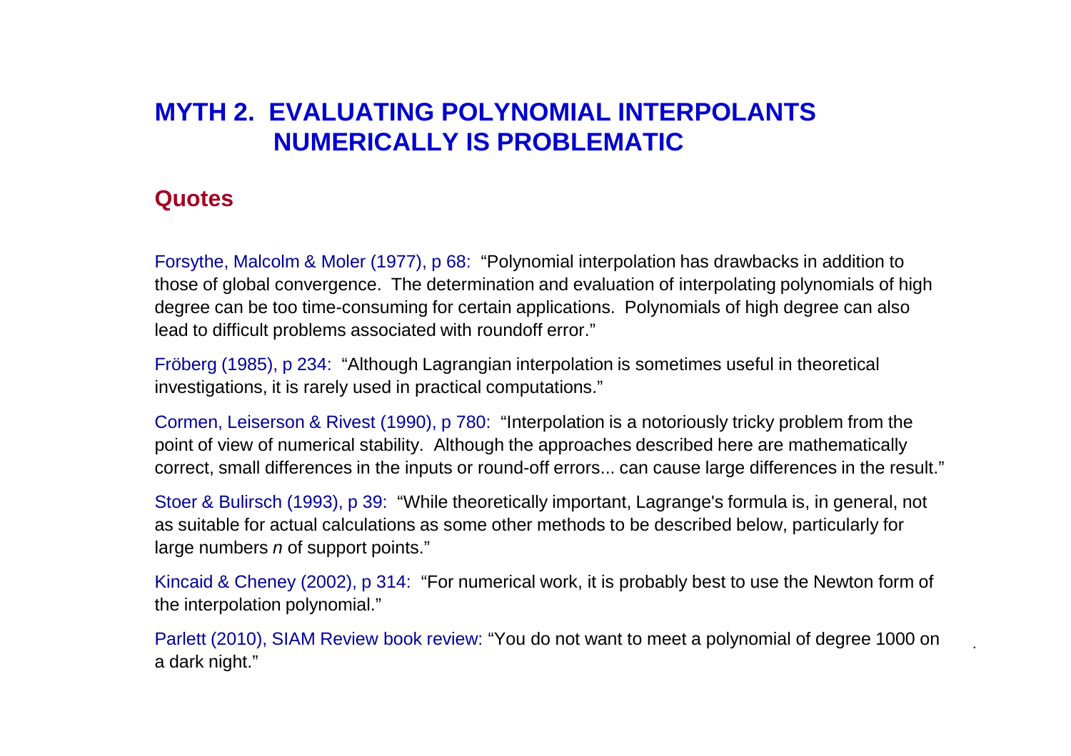## MYTH 2. EVALUATING POLYNOMIAL INTERPOLANTS NUMERICALLY IS PROBLEMATIC

### Quotes

Forsythe, Malcolm & Moler (1977), p 68: "Polynomial interpolation has drawbacks in addition to those of global convergence. The determination and evaluation of interpolating polynomials of high degree can be too time-consuming for certain applications. Polynomials of high degree can also lead to difficult problems associated with roundoff error."

Fröberg (1985), p 234: "Although Lagrangian interpolation is sometimes useful in theoretical investigations, it is rarely used in practical computations."

Cormen, Leiserson & Rivest (1990), p 780: "Interpolation is a notoriously tricky problem from the point of view of numerical stability. Although the approaches described here are mathematically correct, small differences in the inputs or round-off errors... can cause large differences in the result."

Stoer & Bulirsch (1993), p 39: "While theoretically important, Lagrange's formula is, in general, not as suitable for actual calculations as some other methods to be described below, particularly for large numbers *n* of support points."

Kincaid & Cheney (2002), p 314: "For numerical work, it is probably best to use the Newton form of the interpolation polynomial."

Parlett (2010), SIAM Review book review: "You do not want to meet a polynomial of degree 1000 on a dark night."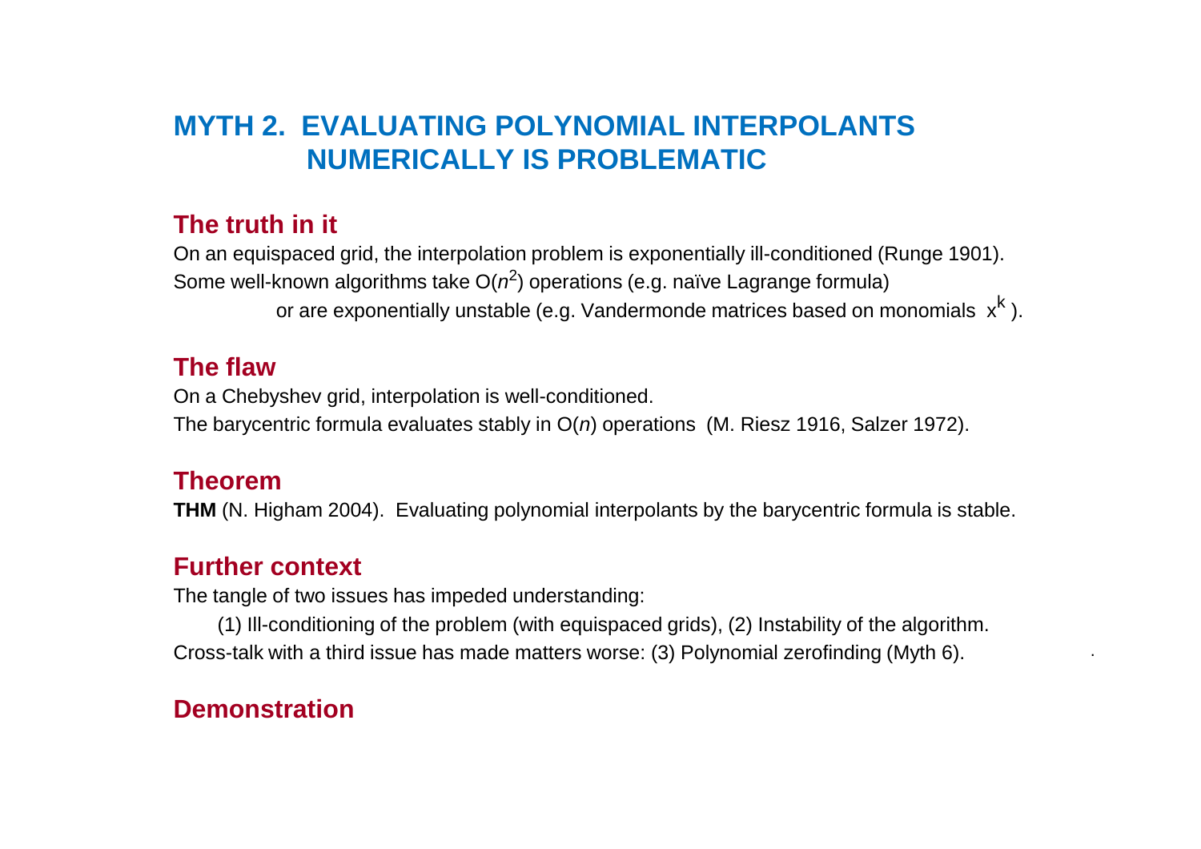# MYTH 2. EVALUATING POLYNOMIAL INTERPOLANTS NUMERICALLY IS PROBLEMATIC

## The truth in it

On an equispaced grid, the interpolation problem is exponentially ill-conditioned (Runge 1901).
Some well-known algorithms take $O(n^2)$ operations (e.g. naïve Lagrange formula)
or are exponentially unstable (e.g. Vandermonde matrices based on monomials $x^k$ ).

## The flaw

On a Chebyshev grid, interpolation is well-conditioned.
The barycentric formula evaluates stably in $O(n)$ operations (M. Riesz 1916, Salzer 1972).

## Theorem

**THM** (N. Higham 2004). Evaluating polynomial interpolants by the barycentric formula is stable.

## Further context

The tangle of two issues has impeded understanding:

(1) Ill-conditioning of the problem (with equispaced grids), (2) Instability of the algorithm.
Cross-talk with a third issue has made matters worse: (3) Polynomial zerofinding (Myth 6).

## Demonstration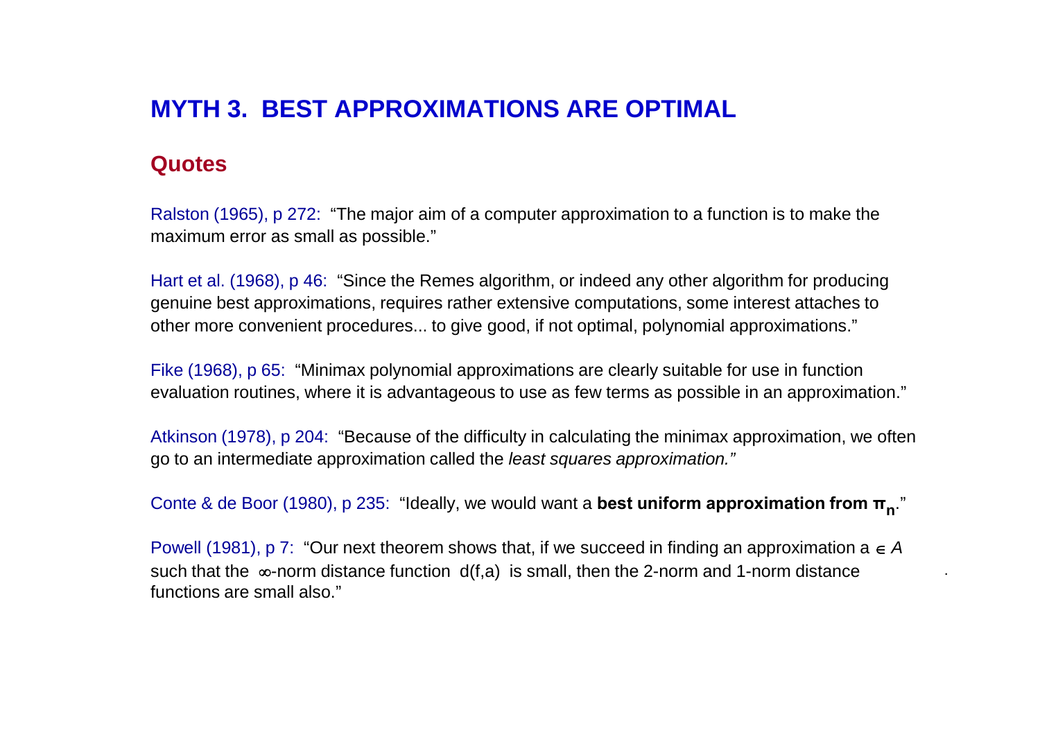# MYTH 3. BEST APPROXIMATIONS ARE OPTIMAL

## Quotes

Ralston (1965), p 272: "The major aim of a computer approximation to a function is to make the maximum error as small as possible."

Hart et al. (1968), p 46: "Since the Remes algorithm, or indeed any other algorithm for producing genuine best approximations, requires rather extensive computations, some interest attaches to other more convenient procedures... to give good, if not optimal, polynomial approximations."

Fike (1968), p 65: "Minimax polynomial approximations are clearly suitable for use in function evaluation routines, where it is advantageous to use as few terms as possible in an approximation."

Atkinson (1978), p 204: "Because of the difficulty in calculating the minimax approximation, we often go to an intermediate approximation called the *least squares approximation.*"

Conte & de Boor (1980), p 235: "Ideally, we would want a **best uniform approximation from $\pi_n$**."

Powell (1981), p 7: "Our next theorem shows that, if we succeed in finding an approximation $a \in A$ such that the $\infty$-norm distance function $d(f,a)$ is small, then the 2-norm and 1-norm distance functions are small also."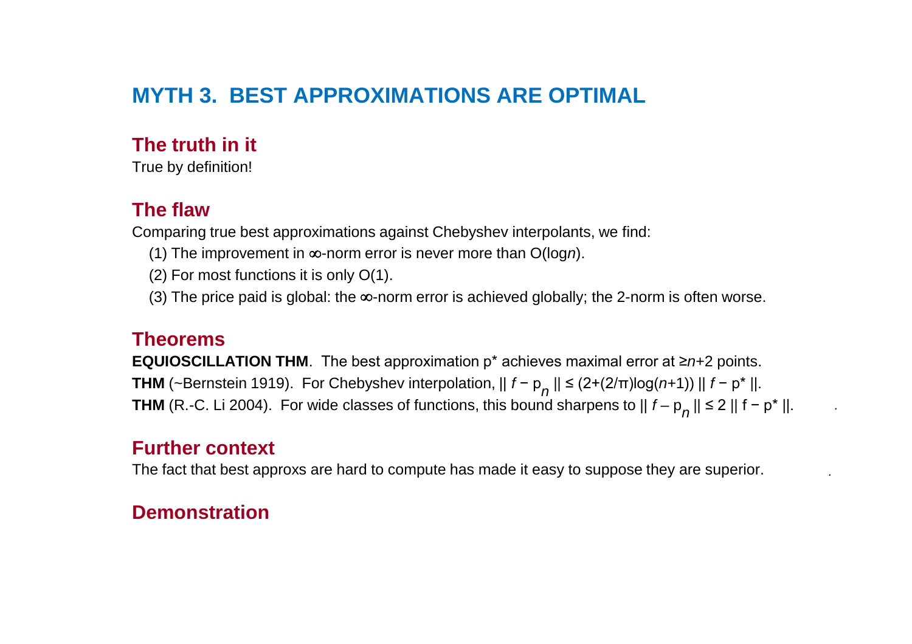# MYTH 3. BEST APPROXIMATIONS ARE OPTIMAL

## The truth in it

True by definition!

## The flaw

Comparing true best approximations against Chebyshev interpolants, we find:

(1) The improvement in $\infty$-norm error is never more than $O(\log n)$.

(2) For most functions it is only $O(1)$.

(3) The price paid is global: the $\infty$-norm error is achieved globally; the 2-norm is often worse.

## Theorems

**EQUIOSCILLATION THM**. The best approximation $p^*$ achieves maximal error at $\geq n+2$ points.

**THM** (~Bernstein 1919). For Chebyshev interpolation, $\| f - p_n \| \leq (2+(2/\pi)\log(n+1)) \| f - p^* \|$.

**THM** (R.-C. Li 2004). For wide classes of functions, this bound sharpens to $\| f - p_n \| \leq 2 \| f - p^* \|$.

## Further context

The fact that best approxs are hard to compute has made it easy to suppose they are superior.

## Demonstration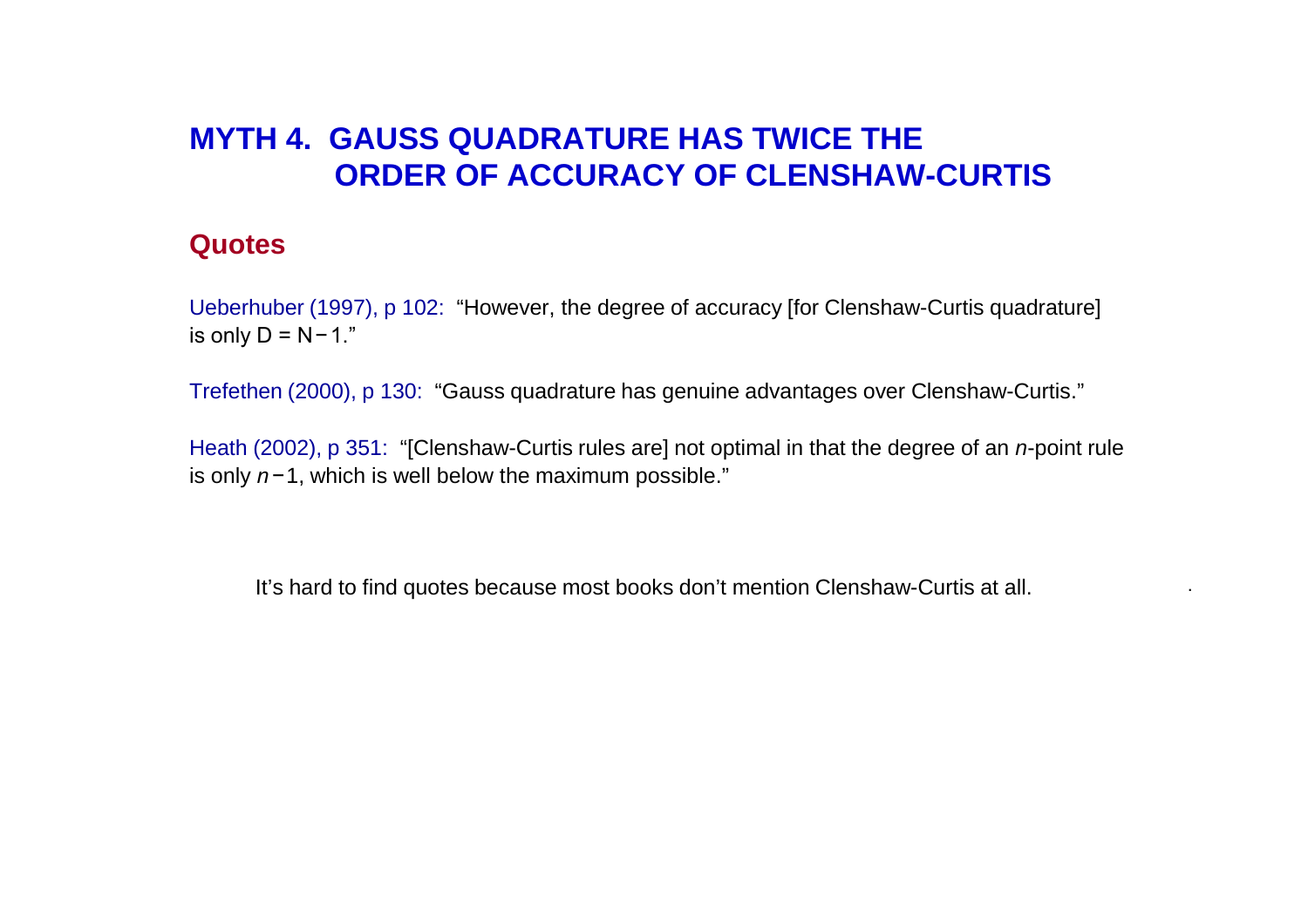# MYTH 4. GAUSS QUADRATURE HAS TWICE THE ORDER OF ACCURACY OF CLENSHAW-CURTIS

## Quotes

Ueberhuber (1997), p 102: "However, the degree of accuracy [for Clenshaw-Curtis quadrature] is only $D = N - 1$."

Trefethen (2000), p 130: "Gauss quadrature has genuine advantages over Clenshaw-Curtis."

Heath (2002), p 351: "[Clenshaw-Curtis rules are] not optimal in that the degree of an $n$-point rule is only $n-1$, which is well below the maximum possible."

It's hard to find quotes because most books don't mention Clenshaw-Curtis at all.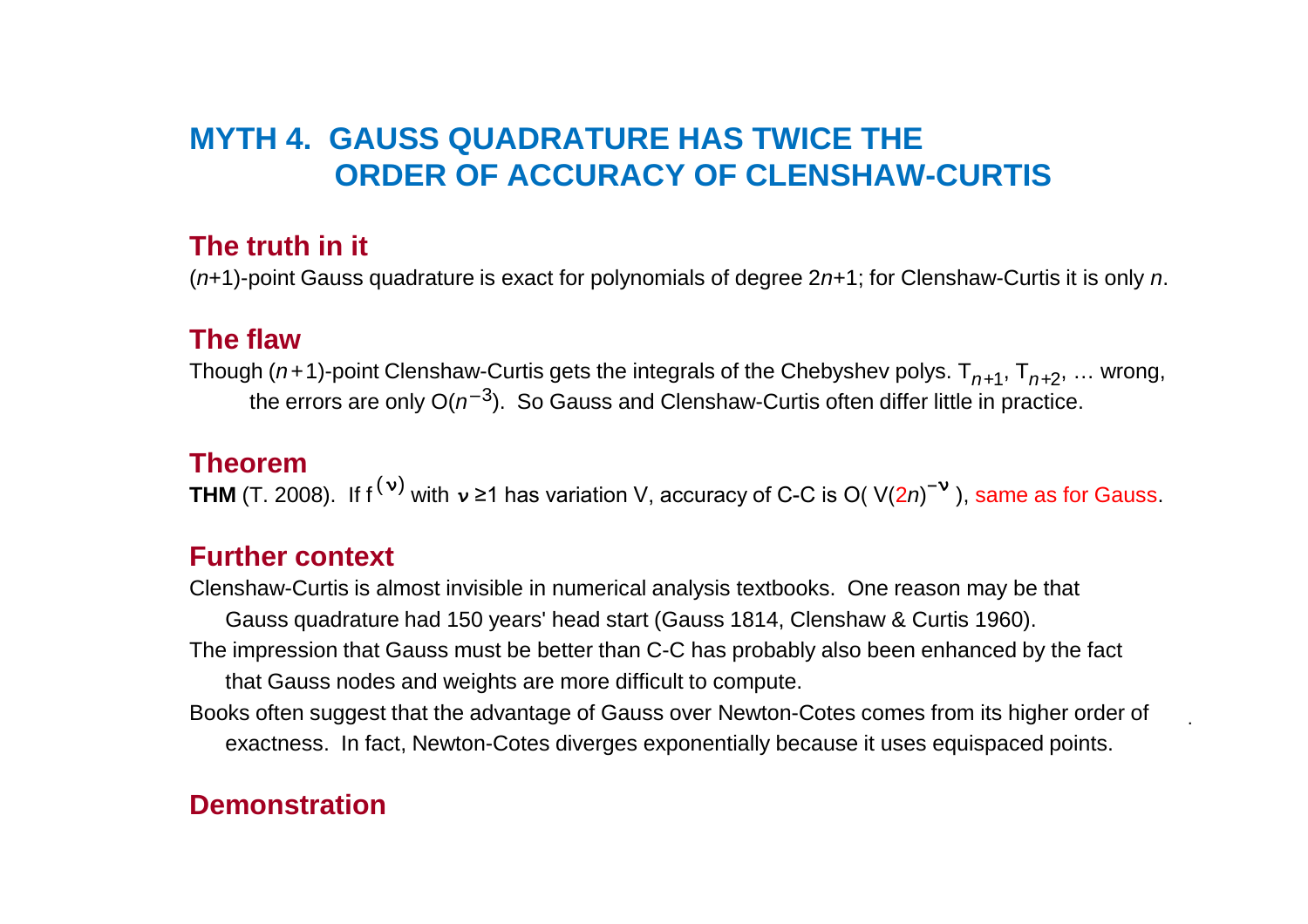# MYTH 4. GAUSS QUADRATURE HAS TWICE THE ORDER OF ACCURACY OF CLENSHAW-CURTIS

## The truth in it

($n$+1)-point Gauss quadrature is exact for polynomials of degree $2n$+1; for Clenshaw-Curtis it is only $n$.

## The flaw

Though ($n$+1)-point Clenshaw-Curtis gets the integrals of the Chebyshev polys. $T_{n+1}$, $T_{n+2}$, … wrong, the errors are only $O(n^{-3})$. So Gauss and Clenshaw-Curtis often differ little in practice.

## Theorem

**THM** (T. 2008). If $f^{(\nu)}$ with $\nu \geq 1$ has variation V, accuracy of C-C is $O(V(2n)^{-\nu})$, same as for Gauss.

## Further context

Clenshaw-Curtis is almost invisible in numerical analysis textbooks. One reason may be that Gauss quadrature had 150 years' head start (Gauss 1814, Clenshaw & Curtis 1960).

The impression that Gauss must be better than C-C has probably also been enhanced by the fact that Gauss nodes and weights are more difficult to compute.

Books often suggest that the advantage of Gauss over Newton-Cotes comes from its higher order of exactness. In fact, Newton-Cotes diverges exponentially because it uses equispaced points.

## Demonstration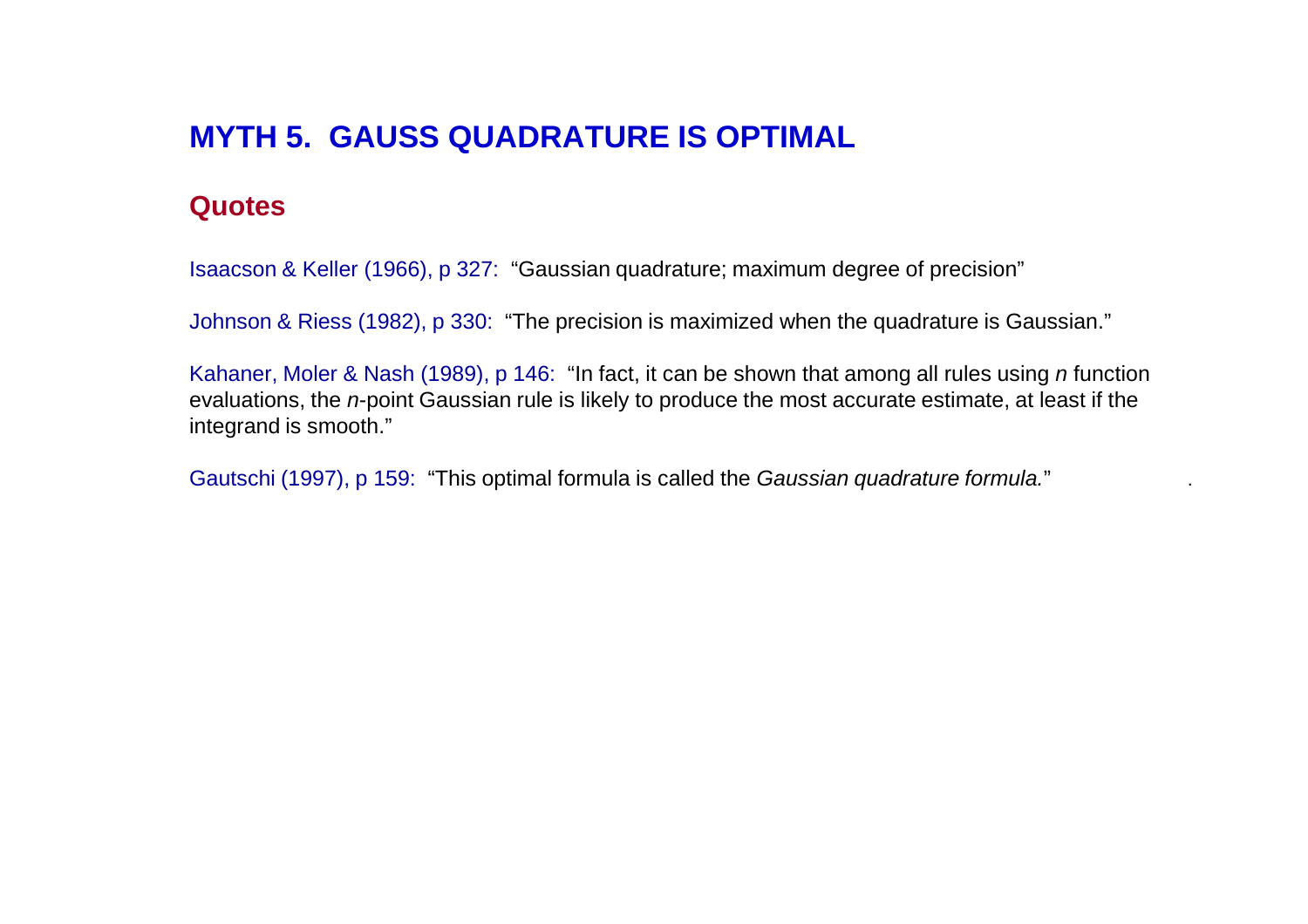# MYTH 5. GAUSS QUADRATURE IS OPTIMAL

## Quotes

Isaacson & Keller (1966), p 327: "Gaussian quadrature; maximum degree of precision"

Johnson & Riess (1982), p 330: "The precision is maximized when the quadrature is Gaussian."

Kahaner, Moler & Nash (1989), p 146: "In fact, it can be shown that among all rules using *n* function evaluations, the *n*-point Gaussian rule is likely to produce the most accurate estimate, at least if the integrand is smooth."

Gautschi (1997), p 159: "This optimal formula is called the *Gaussian quadrature formula.*"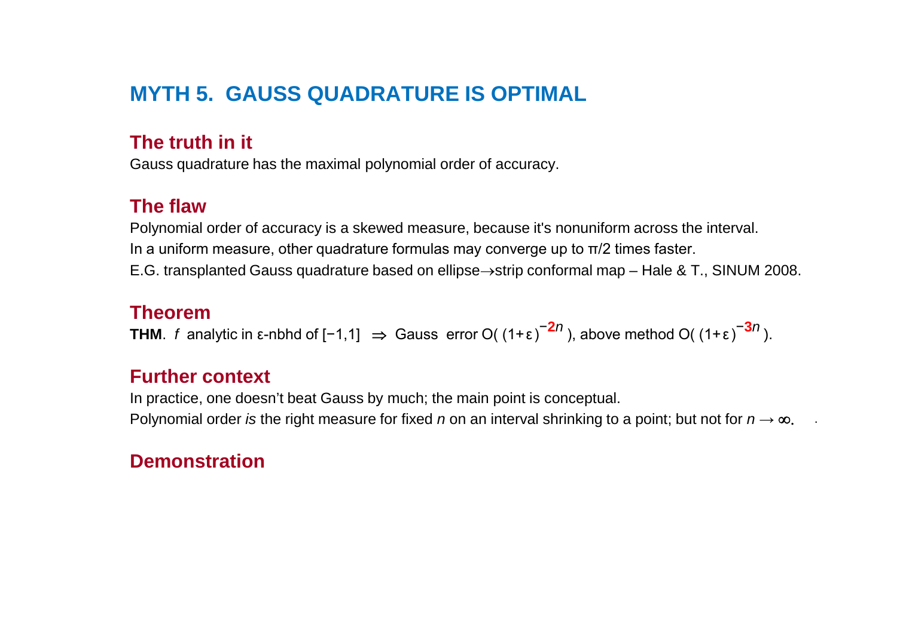# MYTH 5. GAUSS QUADRATURE IS OPTIMAL

## The truth in it

Gauss quadrature has the maximal polynomial order of accuracy.

## The flaw

Polynomial order of accuracy is a skewed measure, because it's nonuniform across the interval.

In a uniform measure, other quadrature formulas may converge up to π/2 times faster.

E.G. transplanted Gauss quadrature based on ellipse→strip conformal map – Hale & T., SINUM 2008.

## Theorem

**THM**. $f$ analytic in ε-nbhd of $[-1,1]$ $\Rightarrow$ Gauss error $O(\,(1+\varepsilon)^{-2n}\,)$, above method $O(\,(1+\varepsilon)^{-3n}\,)$.

## Further context

In practice, one doesn't beat Gauss by much; the main point is conceptual.

Polynomial order *is* the right measure for fixed $n$ on an interval shrinking to a point; but not for $n \to \infty$.

## Demonstration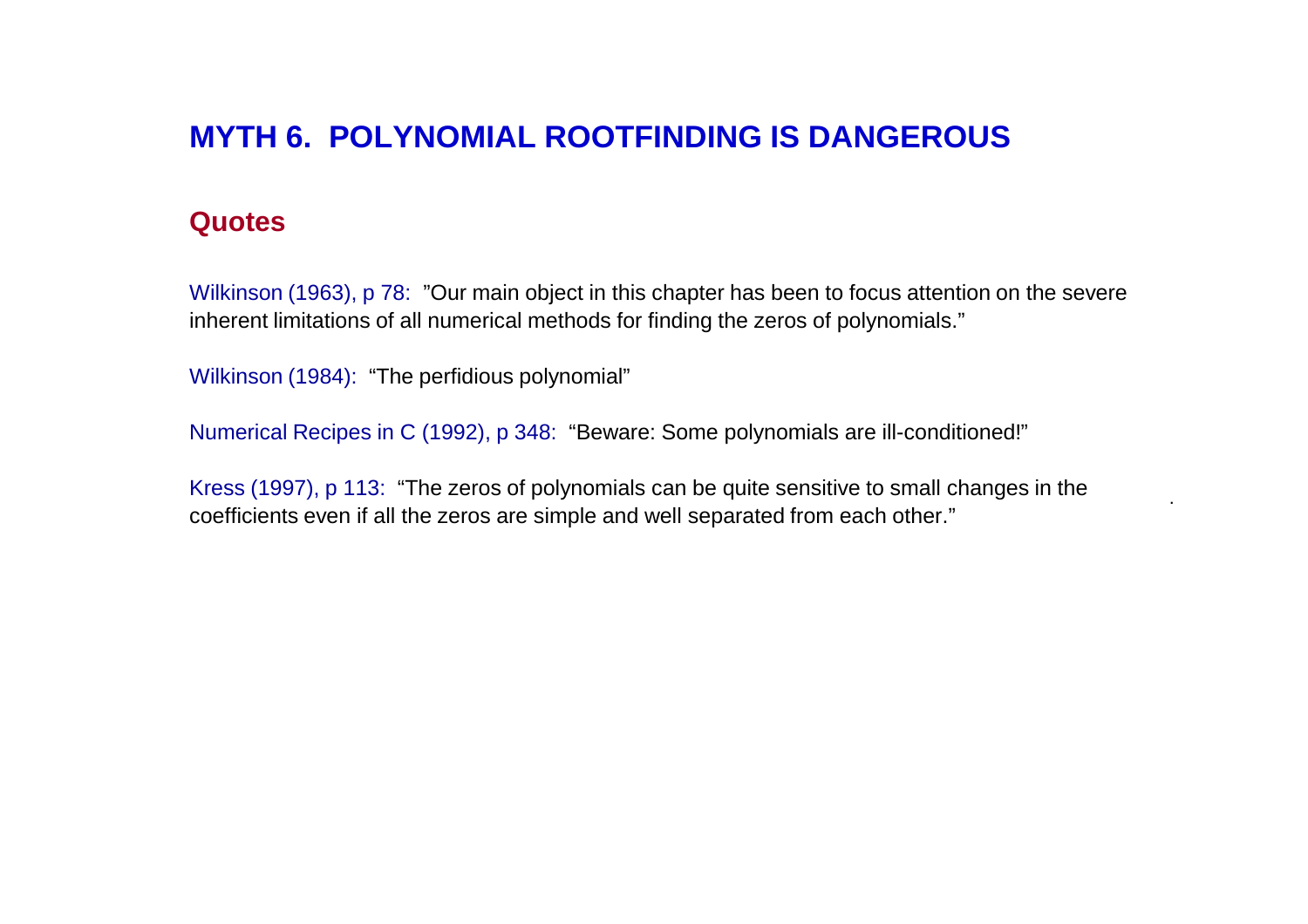# MYTH 6. POLYNOMIAL ROOTFINDING IS DANGEROUS

## Quotes

Wilkinson (1963), p 78: ”Our main object in this chapter has been to focus attention on the severe inherent limitations of all numerical methods for finding the zeros of polynomials.”

Wilkinson (1984): “The perfidious polynomial”

Numerical Recipes in C (1992), p 348: “Beware: Some polynomials are ill-conditioned!”

Kress (1997), p 113: “The zeros of polynomials can be quite sensitive to small changes in the coefficients even if all the zeros are simple and well separated from each other.”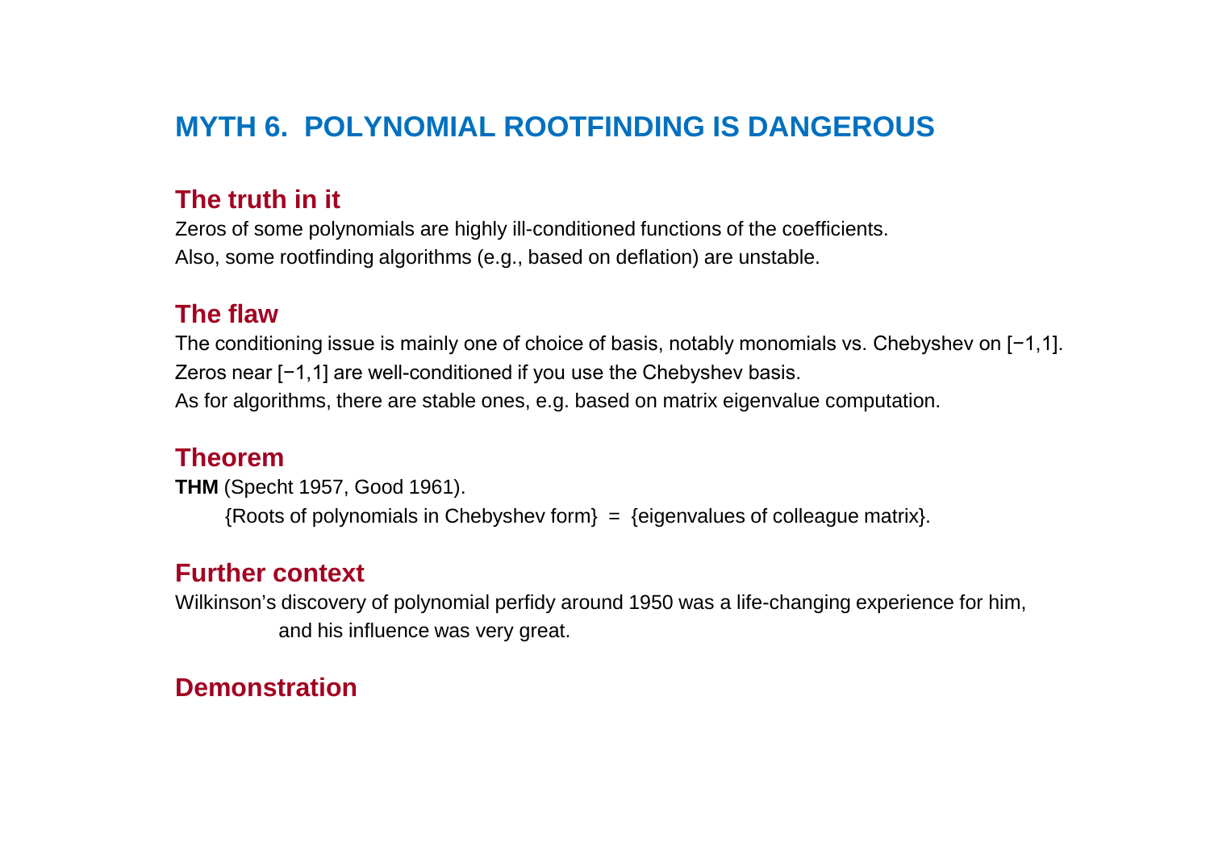# MYTH 6. POLYNOMIAL ROOTFINDING IS DANGEROUS

## The truth in it

Zeros of some polynomials are highly ill-conditioned functions of the coefficients.
Also, some rootfinding algorithms (e.g., based on deflation) are unstable.

## The flaw

The conditioning issue is mainly one of choice of basis, notably monomials vs. Chebyshev on $[-1,1]$.
Zeros near $[-1,1]$ are well-conditioned if you use the Chebyshev basis.
As for algorithms, there are stable ones, e.g. based on matrix eigenvalue computation.

## Theorem

**THM** (Specht 1957, Good 1961).

{Roots of polynomials in Chebyshev form} = {eigenvalues of colleague matrix}.

## Further context

Wilkinson's discovery of polynomial perfidy around 1950 was a life-changing experience for him,
and his influence was very great.

## Demonstration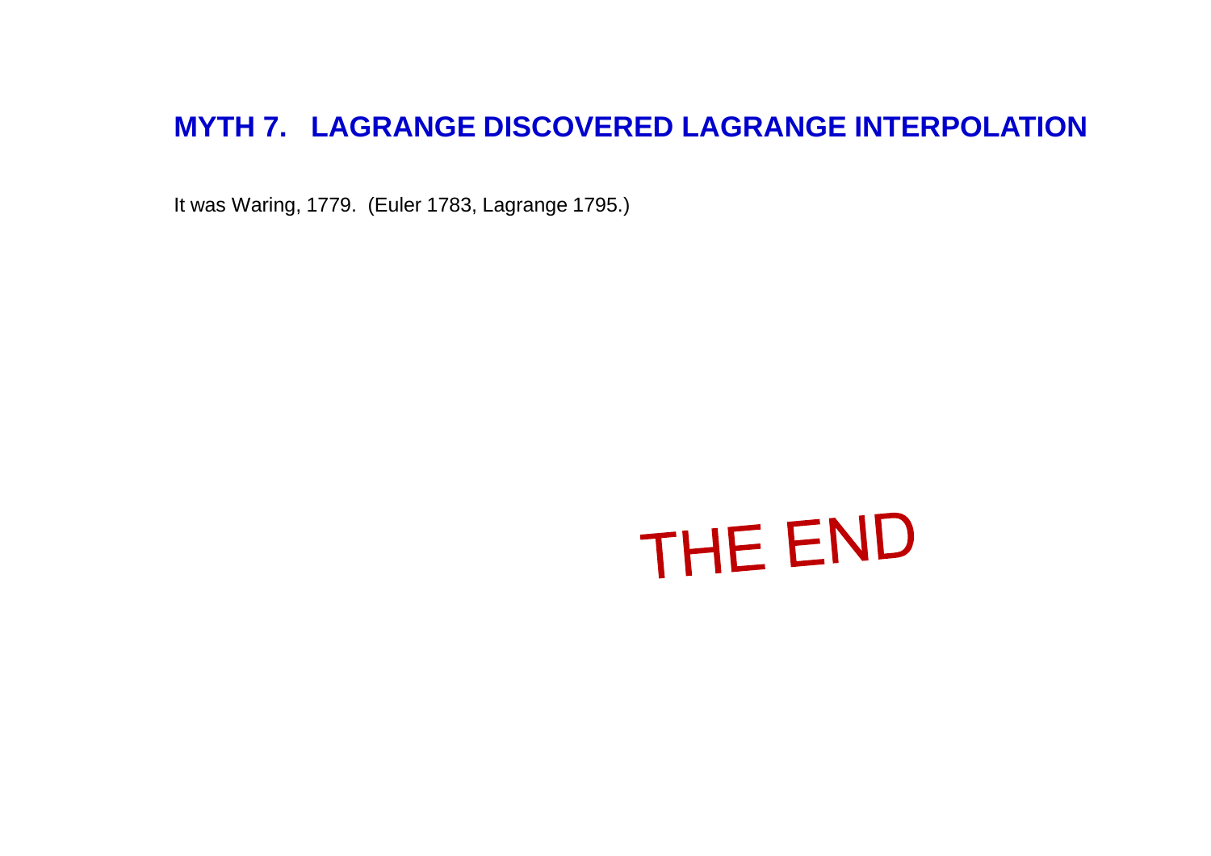## MYTH 7. LAGRANGE DISCOVERED LAGRANGE INTERPOLATION

It was Waring, 1779. (Euler 1783, Lagrange 1795.)

THE END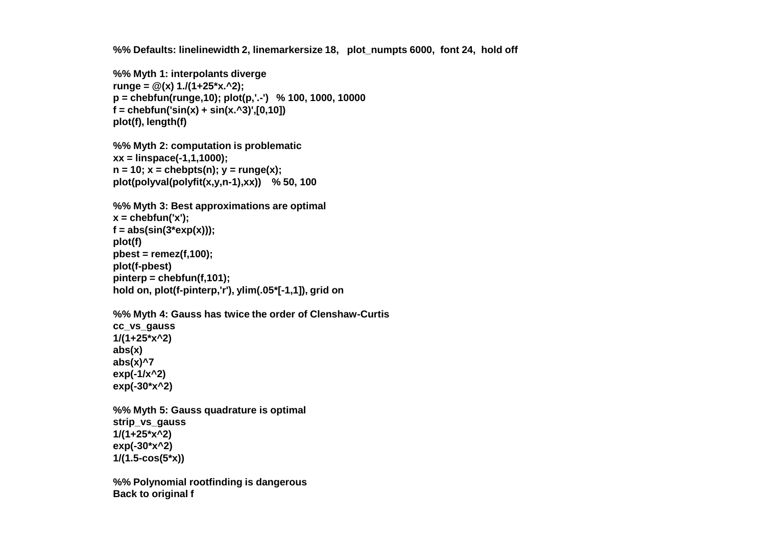```
%% Defaults: linelinewidth 2, linemarkersize 18,   plot_numpts 6000,  font 24,  hold off

%% Myth 1: interpolants diverge
runge = @(x) 1./(1+25*x.^2);
p = chebfun(runge,10); plot(p,'.-')   % 100, 1000, 10000
f = chebfun('sin(x) + sin(x.^3)',[0,10])
plot(f), length(f)

%% Myth 2: computation is problematic
xx = linspace(-1,1,1000);
n = 10; x = chebpts(n); y = runge(x);
plot(polyval(polyfit(x,y,n-1),xx))    % 50, 100

%% Myth 3: Best approximations are optimal
x = chebfun('x');
f = abs(sin(3*exp(x)));
plot(f)
pbest = remez(f,100);
plot(f-pbest)
pinterp = chebfun(f,101);
hold on, plot(f-pinterp,'r'), ylim(.05*[-1,1]), grid on

%% Myth 4: Gauss has twice the order of Clenshaw-Curtis
cc_vs_gauss
1/(1+25*x^2)
abs(x)
abs(x)^7
exp(-1/x^2)
exp(-30*x^2)

%% Myth 5: Gauss quadrature is optimal
strip_vs_gauss
1/(1+25*x^2)
exp(-30*x^2)
1/(1.5-cos(5*x))

%% Polynomial rootfinding is dangerous
Back to original f
```